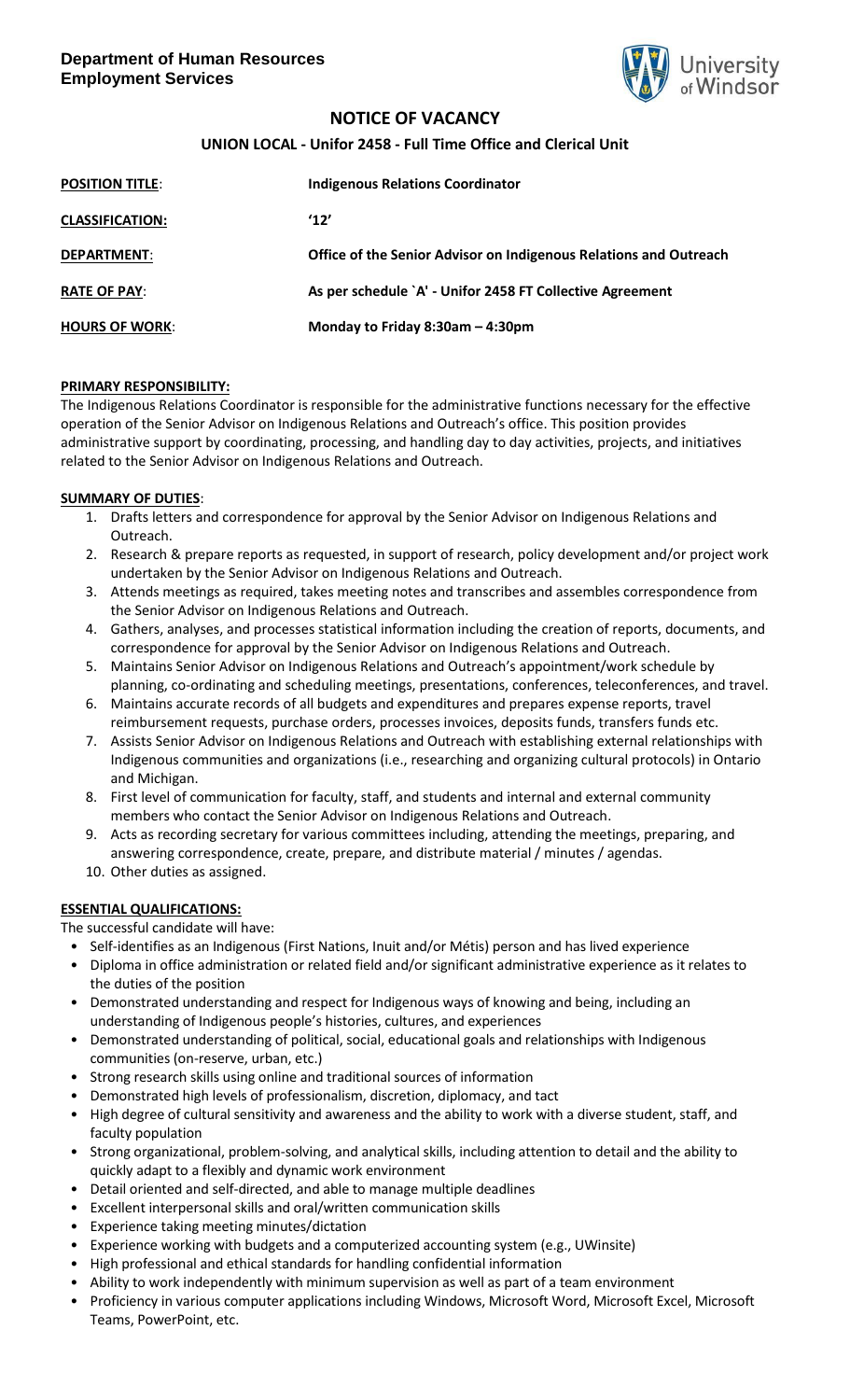**Department of Human Resources**
**Employment Services**

# NOTICE OF VACANCY

## UNION LOCAL - Unifor 2458 - Full Time Office and Clerical Unit

| | |
|---|---|
| **POSITION TITLE**: | **Indigenous Relations Coordinator** |
| **CLASSIFICATION:** | **'12'** |
| **DEPARTMENT**: | **Office of the Senior Advisor on Indigenous Relations and Outreach** |
| **RATE OF PAY**: | **As per schedule `A' - Unifor 2458 FT Collective Agreement** |
| **HOURS OF WORK**: | **Monday to Friday 8:30am – 4:30pm** |

**PRIMARY RESPONSIBILITY:**

The Indigenous Relations Coordinator is responsible for the administrative functions necessary for the effective operation of the Senior Advisor on Indigenous Relations and Outreach's office. This position provides administrative support by coordinating, processing, and handling day to day activities, projects, and initiatives related to the Senior Advisor on Indigenous Relations and Outreach.

**SUMMARY OF DUTIES**:

1. Drafts letters and correspondence for approval by the Senior Advisor on Indigenous Relations and Outreach.
2. Research & prepare reports as requested, in support of research, policy development and/or project work undertaken by the Senior Advisor on Indigenous Relations and Outreach.
3. Attends meetings as required, takes meeting notes and transcribes and assembles correspondence from the Senior Advisor on Indigenous Relations and Outreach.
4. Gathers, analyses, and processes statistical information including the creation of reports, documents, and correspondence for approval by the Senior Advisor on Indigenous Relations and Outreach.
5. Maintains Senior Advisor on Indigenous Relations and Outreach's appointment/work schedule by planning, co-ordinating and scheduling meetings, presentations, conferences, teleconferences, and travel.
6. Maintains accurate records of all budgets and expenditures and prepares expense reports, travel reimbursement requests, purchase orders, processes invoices, deposits funds, transfers funds etc.
7. Assists Senior Advisor on Indigenous Relations and Outreach with establishing external relationships with Indigenous communities and organizations (i.e., researching and organizing cultural protocols) in Ontario and Michigan.
8. First level of communication for faculty, staff, and students and internal and external community members who contact the Senior Advisor on Indigenous Relations and Outreach.
9. Acts as recording secretary for various committees including, attending the meetings, preparing, and answering correspondence, create, prepare, and distribute material / minutes / agendas.
10. Other duties as assigned.

**ESSENTIAL QUALIFICATIONS:**

The successful candidate will have:

- Self-identifies as an Indigenous (First Nations, Inuit and/or Métis) person and has lived experience
- Diploma in office administration or related field and/or significant administrative experience as it relates to the duties of the position
- Demonstrated understanding and respect for Indigenous ways of knowing and being, including an understanding of Indigenous people's histories, cultures, and experiences
- Demonstrated understanding of political, social, educational goals and relationships with Indigenous communities (on-reserve, urban, etc.)
- Strong research skills using online and traditional sources of information
- Demonstrated high levels of professionalism, discretion, diplomacy, and tact
- High degree of cultural sensitivity and awareness and the ability to work with a diverse student, staff, and faculty population
- Strong organizational, problem-solving, and analytical skills, including attention to detail and the ability to quickly adapt to a flexibly and dynamic work environment
- Detail oriented and self-directed, and able to manage multiple deadlines
- Excellent interpersonal skills and oral/written communication skills
- Experience taking meeting minutes/dictation
- Experience working with budgets and a computerized accounting system (e.g., UWinsite)
- High professional and ethical standards for handling confidential information
- Ability to work independently with minimum supervision as well as part of a team environment
- Proficiency in various computer applications including Windows, Microsoft Word, Microsoft Excel, Microsoft Teams, PowerPoint, etc.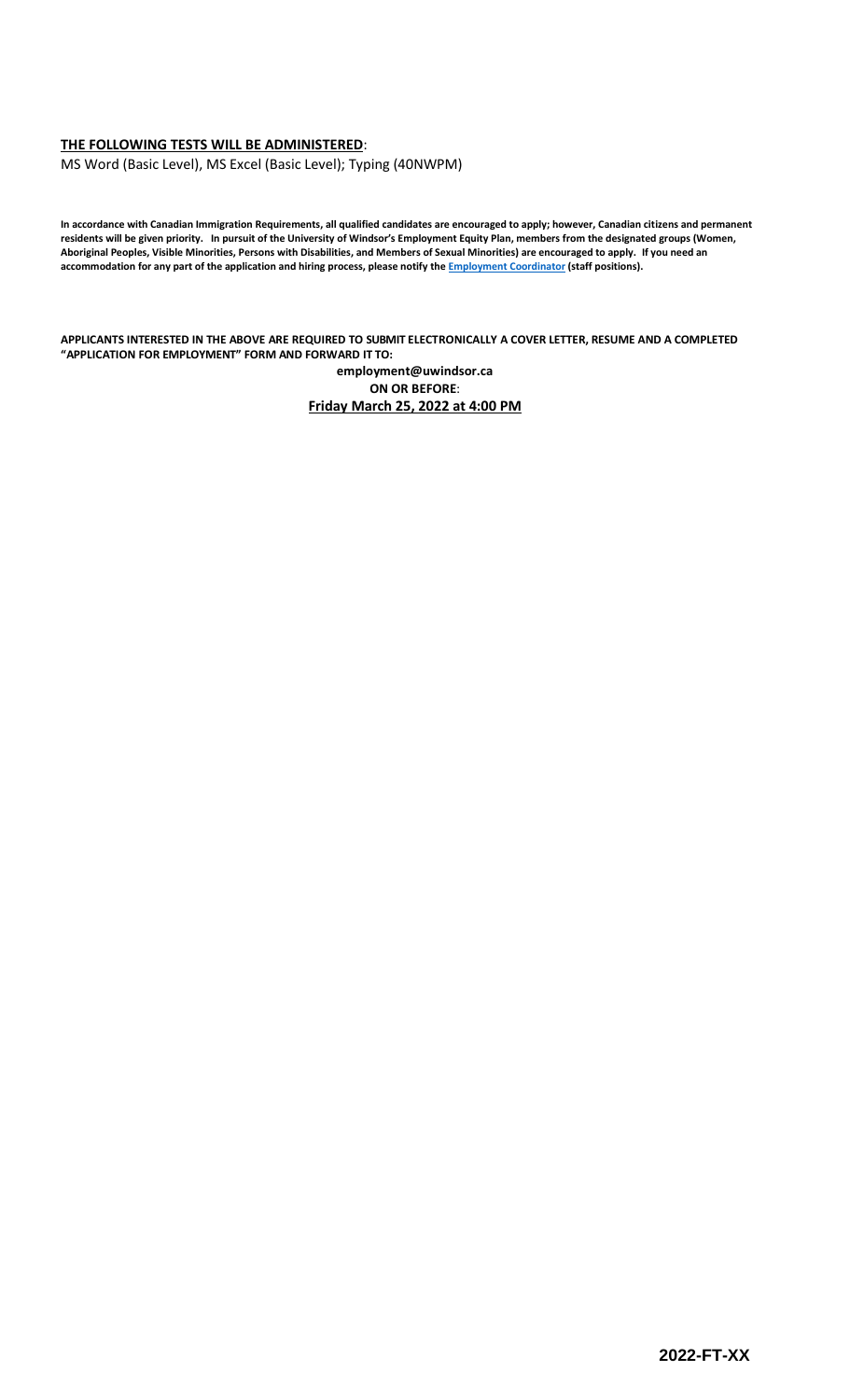**<u>THE FOLLOWING TESTS WILL BE ADMINISTERED</u>**:

MS Word (Basic Level), MS Excel (Basic Level); Typing (40NWPM)

**In accordance with Canadian Immigration Requirements, all qualified candidates are encouraged to apply; however, Canadian citizens and permanent residents will be given priority. In pursuit of the University of Windsor's Employment Equity Plan, members from the designated groups (Women, Aboriginal Peoples, Visible Minorities, Persons with Disabilities, and Members of Sexual Minorities) are encouraged to apply. If you need an accommodation for any part of the application and hiring process, please notify the Employment Coordinator (staff positions).**

**APPLICANTS INTERESTED IN THE ABOVE ARE REQUIRED TO SUBMIT ELECTRONICALLY A COVER LETTER, RESUME AND A COMPLETED "APPLICATION FOR EMPLOYMENT" FORM AND FORWARD IT TO:**

**employment@uwindsor.ca**

**ON OR BEFORE**:

**<u>Friday March 25, 2022 at 4:00 PM</u>**

**2022-FT-XX**